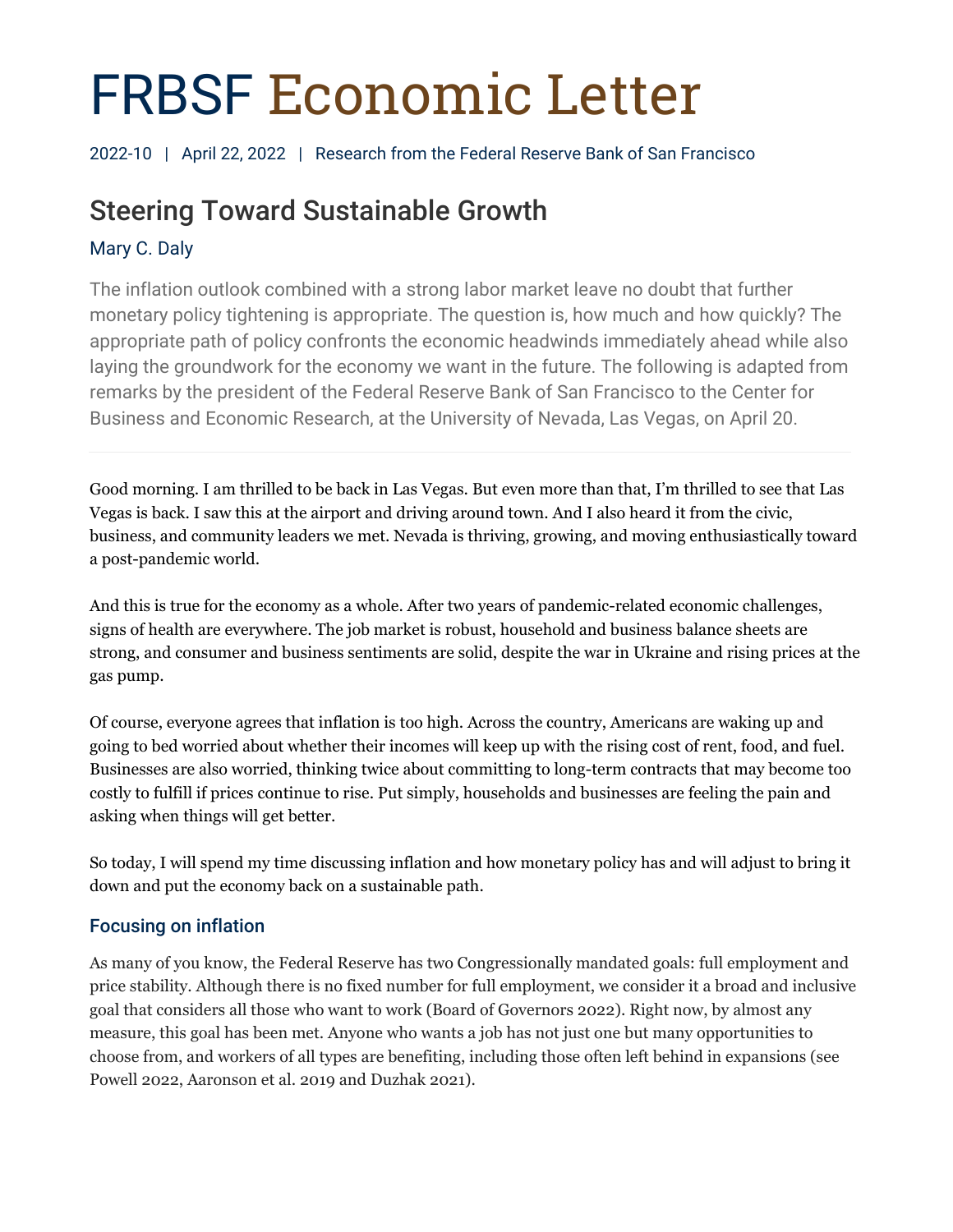# FRBSF Economic Letter

2022-10 | April 22, 2022 | Research from the Federal Reserve Bank of San Francisco

## Steering Toward Sustainable Growth

Mary C. Daly

The inflation outlook combined with a strong labor market leave no doubt that further monetary policy tightening is appropriate. The question is, how much and how quickly? The appropriate path of policy confronts the economic headwinds immediately ahead while also laying the groundwork for the economy we want in the future. The following is adapted from remarks by the president of the Federal Reserve Bank of San Francisco to the Center for Business and Economic Research, at the University of Nevada, Las Vegas, on April 20.

---

Good morning. I am thrilled to be back in Las Vegas. But even more than that, I'm thrilled to see that Las Vegas is back. I saw this at the airport and driving around town. And I also heard it from the civic, business, and community leaders we met. Nevada is thriving, growing, and moving enthusiastically toward a post-pandemic world.

And this is true for the economy as a whole. After two years of pandemic-related economic challenges, signs of health are everywhere. The job market is robust, household and business balance sheets are strong, and consumer and business sentiments are solid, despite the war in Ukraine and rising prices at the gas pump.

Of course, everyone agrees that inflation is too high. Across the country, Americans are waking up and going to bed worried about whether their incomes will keep up with the rising cost of rent, food, and fuel. Businesses are also worried, thinking twice about committing to long-term contracts that may become too costly to fulfill if prices continue to rise. Put simply, households and businesses are feeling the pain and asking when things will get better.

So today, I will spend my time discussing inflation and how monetary policy has and will adjust to bring it down and put the economy back on a sustainable path.

### Focusing on inflation

As many of you know, the Federal Reserve has two Congressionally mandated goals: full employment and price stability. Although there is no fixed number for full employment, we consider it a broad and inclusive goal that considers all those who want to work (Board of Governors 2022). Right now, by almost any measure, this goal has been met. Anyone who wants a job has not just one but many opportunities to choose from, and workers of all types are benefiting, including those often left behind in expansions (see Powell 2022, Aaronson et al. 2019 and Duzhak 2021).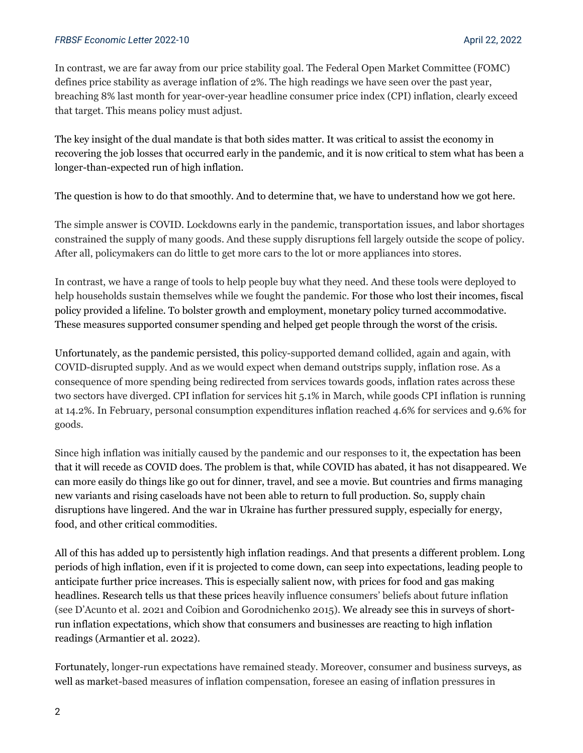In contrast, we are far away from our price stability goal. The Federal Open Market Committee (FOMC) defines price stability as average inflation of 2%. The high readings we have seen over the past year, breaching 8% last month for year-over-year headline consumer price index (CPI) inflation, clearly exceed that target. This means policy must adjust.

The key insight of the dual mandate is that both sides matter. It was critical to assist the economy in recovering the job losses that occurred early in the pandemic, and it is now critical to stem what has been a longer-than-expected run of high inflation.

The question is how to do that smoothly. And to determine that, we have to understand how we got here.

The simple answer is COVID. Lockdowns early in the pandemic, transportation issues, and labor shortages constrained the supply of many goods. And these supply disruptions fell largely outside the scope of policy. After all, policymakers can do little to get more cars to the lot or more appliances into stores.

In contrast, we have a range of tools to help people buy what they need. And these tools were deployed to help households sustain themselves while we fought the pandemic. For those who lost their incomes, fiscal policy provided a lifeline. To bolster growth and employment, monetary policy turned accommodative. These measures supported consumer spending and helped get people through the worst of the crisis.

Unfortunately, as the pandemic persisted, this policy-supported demand collided, again and again, with COVID-disrupted supply. And as we would expect when demand outstrips supply, inflation rose. As a consequence of more spending being redirected from services towards goods, inflation rates across these two sectors have diverged. CPI inflation for services hit 5.1% in March, while goods CPI inflation is running at 14.2%. In February, personal consumption expenditures inflation reached 4.6% for services and 9.6% for goods.

Since high inflation was initially caused by the pandemic and our responses to it, the expectation has been that it will recede as COVID does. The problem is that, while COVID has abated, it has not disappeared. We can more easily do things like go out for dinner, travel, and see a movie. But countries and firms managing new variants and rising caseloads have not been able to return to full production. So, supply chain disruptions have lingered. And the war in Ukraine has further pressured supply, especially for energy, food, and other critical commodities.

All of this has added up to persistently high inflation readings. And that presents a different problem. Long periods of high inflation, even if it is projected to come down, can seep into expectations, leading people to anticipate further price increases. This is especially salient now, with prices for food and gas making headlines. Research tells us that these prices heavily influence consumers' beliefs about future inflation (see D'Acunto et al. 2021 and Coibion and Gorodnichenko 2015). We already see this in surveys of short-run inflation expectations, which show that consumers and businesses are reacting to high inflation readings (Armantier et al. 2022).

Fortunately, longer-run expectations have remained steady. Moreover, consumer and business surveys, as well as market-based measures of inflation compensation, foresee an easing of inflation pressures in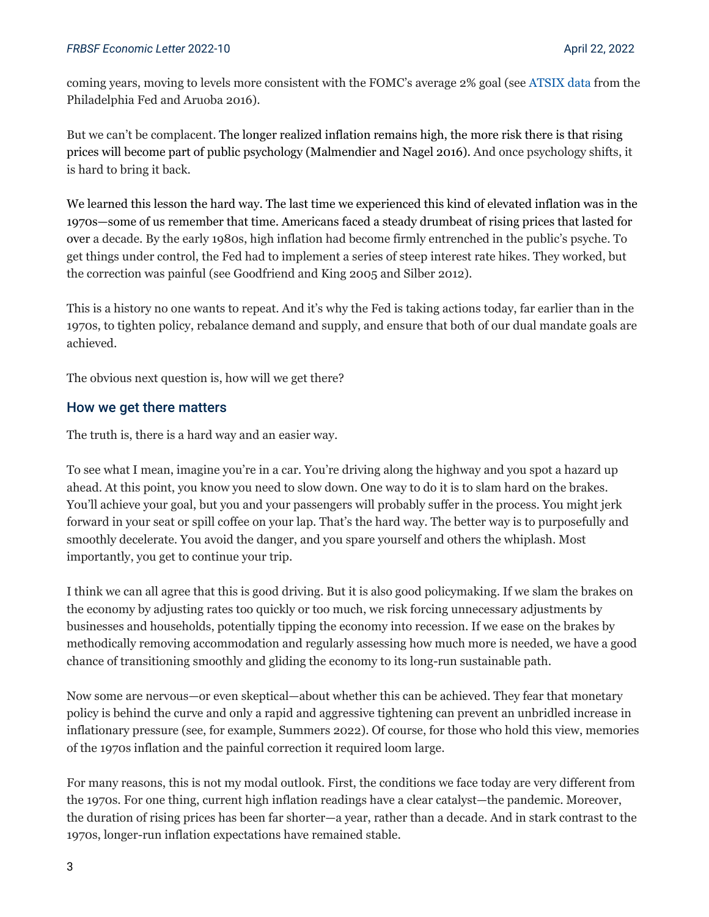coming years, moving to levels more consistent with the FOMC's average 2% goal (see ATSIX data from the Philadelphia Fed and Aruoba 2016).

But we can't be complacent. The longer realized inflation remains high, the more risk there is that rising prices will become part of public psychology (Malmendier and Nagel 2016). And once psychology shifts, it is hard to bring it back.

We learned this lesson the hard way. The last time we experienced this kind of elevated inflation was in the 1970s—some of us remember that time. Americans faced a steady drumbeat of rising prices that lasted for over a decade. By the early 1980s, high inflation had become firmly entrenched in the public's psyche. To get things under control, the Fed had to implement a series of steep interest rate hikes. They worked, but the correction was painful (see Goodfriend and King 2005 and Silber 2012).

This is a history no one wants to repeat. And it's why the Fed is taking actions today, far earlier than in the 1970s, to tighten policy, rebalance demand and supply, and ensure that both of our dual mandate goals are achieved.

The obvious next question is, how will we get there?

## How we get there matters

The truth is, there is a hard way and an easier way.

To see what I mean, imagine you're in a car. You're driving along the highway and you spot a hazard up ahead. At this point, you know you need to slow down. One way to do it is to slam hard on the brakes. You'll achieve your goal, but you and your passengers will probably suffer in the process. You might jerk forward in your seat or spill coffee on your lap. That's the hard way. The better way is to purposefully and smoothly decelerate. You avoid the danger, and you spare yourself and others the whiplash. Most importantly, you get to continue your trip.

I think we can all agree that this is good driving. But it is also good policymaking. If we slam the brakes on the economy by adjusting rates too quickly or too much, we risk forcing unnecessary adjustments by businesses and households, potentially tipping the economy into recession. If we ease on the brakes by methodically removing accommodation and regularly assessing how much more is needed, we have a good chance of transitioning smoothly and gliding the economy to its long-run sustainable path.

Now some are nervous—or even skeptical—about whether this can be achieved. They fear that monetary policy is behind the curve and only a rapid and aggressive tightening can prevent an unbridled increase in inflationary pressure (see, for example, Summers 2022). Of course, for those who hold this view, memories of the 1970s inflation and the painful correction it required loom large.

For many reasons, this is not my modal outlook. First, the conditions we face today are very different from the 1970s. For one thing, current high inflation readings have a clear catalyst—the pandemic. Moreover, the duration of rising prices has been far shorter—a year, rather than a decade. And in stark contrast to the 1970s, longer-run inflation expectations have remained stable.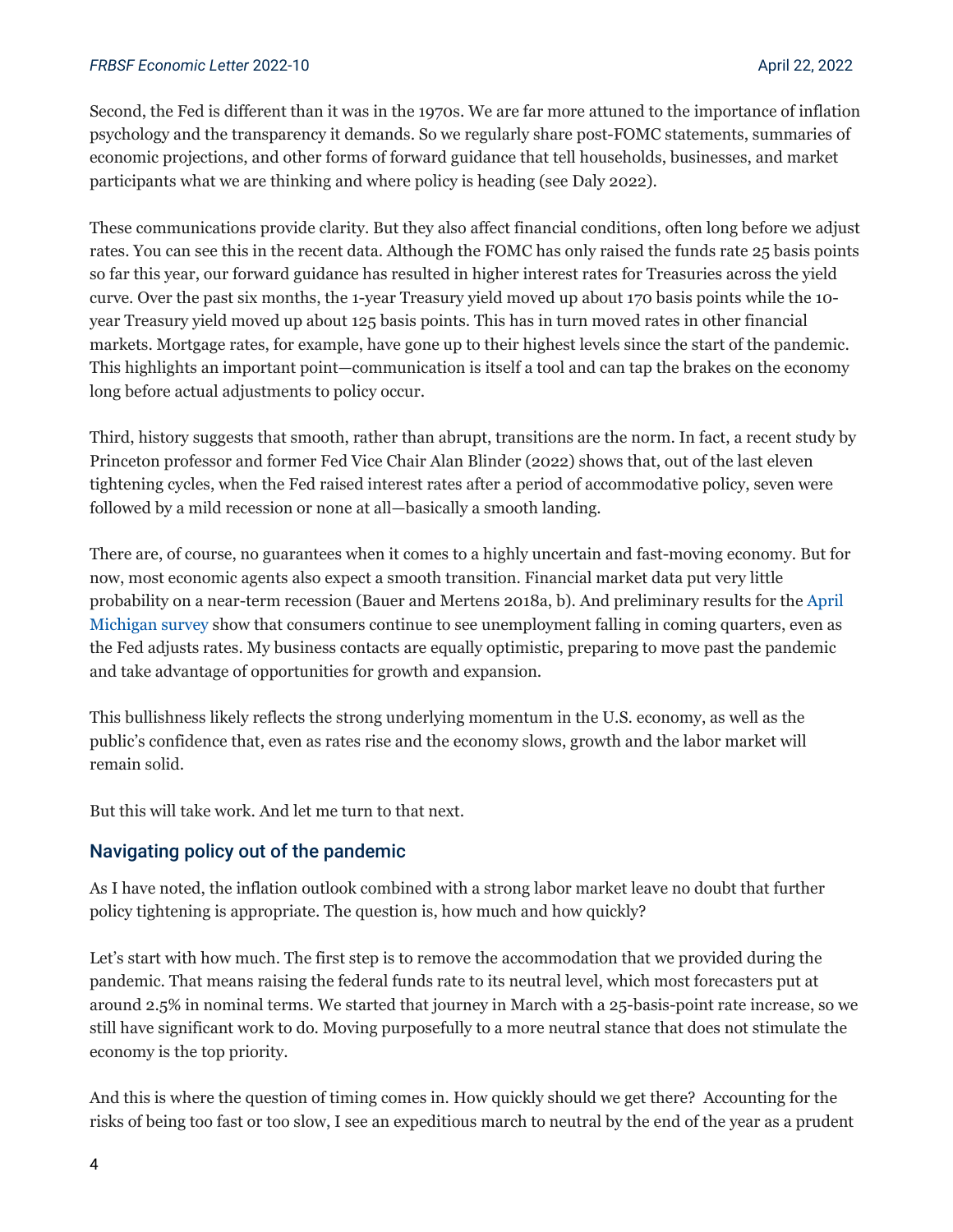Second, the Fed is different than it was in the 1970s. We are far more attuned to the importance of inflation psychology and the transparency it demands. So we regularly share post-FOMC statements, summaries of economic projections, and other forms of forward guidance that tell households, businesses, and market participants what we are thinking and where policy is heading (see Daly 2022).

These communications provide clarity. But they also affect financial conditions, often long before we adjust rates. You can see this in the recent data. Although the FOMC has only raised the funds rate 25 basis points so far this year, our forward guidance has resulted in higher interest rates for Treasuries across the yield curve. Over the past six months, the 1-year Treasury yield moved up about 170 basis points while the 10-year Treasury yield moved up about 125 basis points. This has in turn moved rates in other financial markets. Mortgage rates, for example, have gone up to their highest levels since the start of the pandemic. This highlights an important point—communication is itself a tool and can tap the brakes on the economy long before actual adjustments to policy occur.

Third, history suggests that smooth, rather than abrupt, transitions are the norm. In fact, a recent study by Princeton professor and former Fed Vice Chair Alan Blinder (2022) shows that, out of the last eleven tightening cycles, when the Fed raised interest rates after a period of accommodative policy, seven were followed by a mild recession or none at all—basically a smooth landing.

There are, of course, no guarantees when it comes to a highly uncertain and fast-moving economy. But for now, most economic agents also expect a smooth transition. Financial market data put very little probability on a near-term recession (Bauer and Mertens 2018a, b). And preliminary results for the April Michigan survey show that consumers continue to see unemployment falling in coming quarters, even as the Fed adjusts rates. My business contacts are equally optimistic, preparing to move past the pandemic and take advantage of opportunities for growth and expansion.

This bullishness likely reflects the strong underlying momentum in the U.S. economy, as well as the public's confidence that, even as rates rise and the economy slows, growth and the labor market will remain solid.

But this will take work. And let me turn to that next.

## Navigating policy out of the pandemic

As I have noted, the inflation outlook combined with a strong labor market leave no doubt that further policy tightening is appropriate. The question is, how much and how quickly?

Let's start with how much. The first step is to remove the accommodation that we provided during the pandemic. That means raising the federal funds rate to its neutral level, which most forecasters put at around 2.5% in nominal terms. We started that journey in March with a 25-basis-point rate increase, so we still have significant work to do. Moving purposefully to a more neutral stance that does not stimulate the economy is the top priority.

And this is where the question of timing comes in. How quickly should we get there? Accounting for the risks of being too fast or too slow, I see an expeditious march to neutral by the end of the year as a prudent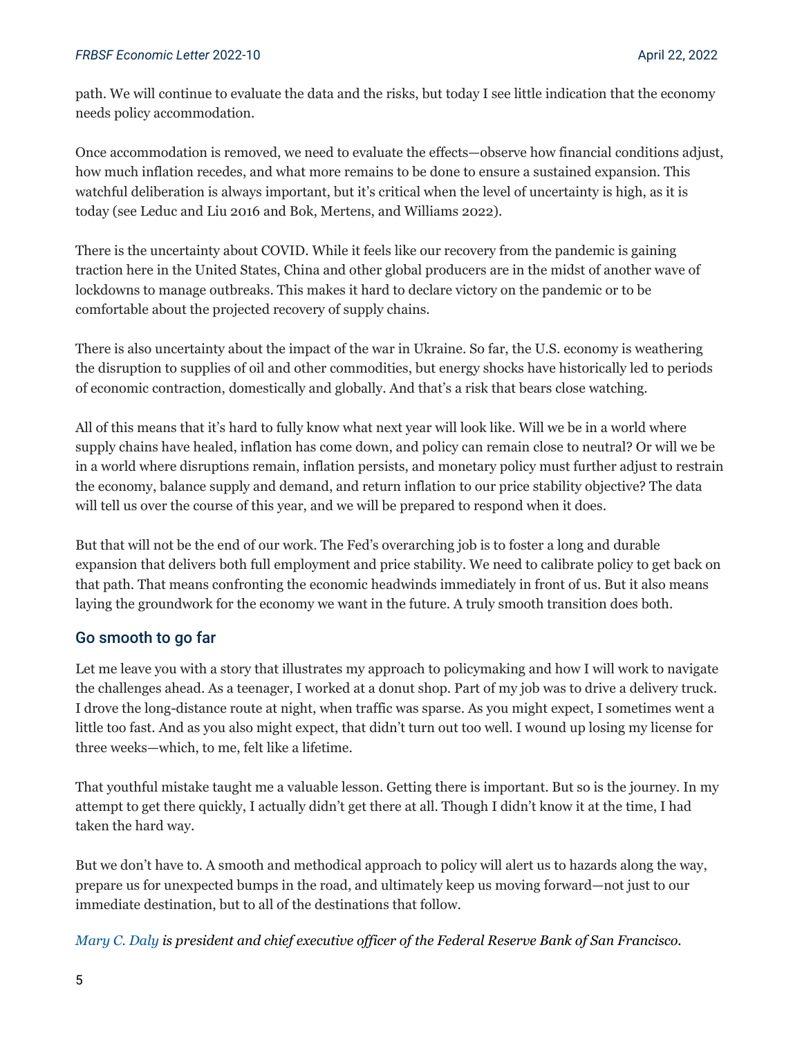path. We will continue to evaluate the data and the risks, but today I see little indication that the economy needs policy accommodation.

Once accommodation is removed, we need to evaluate the effects—observe how financial conditions adjust, how much inflation recedes, and what more remains to be done to ensure a sustained expansion. This watchful deliberation is always important, but it's critical when the level of uncertainty is high, as it is today (see Leduc and Liu 2016 and Bok, Mertens, and Williams 2022).

There is the uncertainty about COVID. While it feels like our recovery from the pandemic is gaining traction here in the United States, China and other global producers are in the midst of another wave of lockdowns to manage outbreaks. This makes it hard to declare victory on the pandemic or to be comfortable about the projected recovery of supply chains.

There is also uncertainty about the impact of the war in Ukraine. So far, the U.S. economy is weathering the disruption to supplies of oil and other commodities, but energy shocks have historically led to periods of economic contraction, domestically and globally. And that's a risk that bears close watching.

All of this means that it's hard to fully know what next year will look like. Will we be in a world where supply chains have healed, inflation has come down, and policy can remain close to neutral? Or will we be in a world where disruptions remain, inflation persists, and monetary policy must further adjust to restrain the economy, balance supply and demand, and return inflation to our price stability objective? The data will tell us over the course of this year, and we will be prepared to respond when it does.

But that will not be the end of our work. The Fed's overarching job is to foster a long and durable expansion that delivers both full employment and price stability. We need to calibrate policy to get back on that path. That means confronting the economic headwinds immediately in front of us. But it also means laying the groundwork for the economy we want in the future. A truly smooth transition does both.

## Go smooth to go far

Let me leave you with a story that illustrates my approach to policymaking and how I will work to navigate the challenges ahead. As a teenager, I worked at a donut shop. Part of my job was to drive a delivery truck. I drove the long-distance route at night, when traffic was sparse. As you might expect, I sometimes went a little too fast. And as you also might expect, that didn't turn out too well. I wound up losing my license for three weeks—which, to me, felt like a lifetime.

That youthful mistake taught me a valuable lesson. Getting there is important. But so is the journey. In my attempt to get there quickly, I actually didn't get there at all. Though I didn't know it at the time, I had taken the hard way.

But we don't have to. A smooth and methodical approach to policy will alert us to hazards along the way, prepare us for unexpected bumps in the road, and ultimately keep us moving forward—not just to our immediate destination, but to all of the destinations that follow.

*Mary C. Daly is president and chief executive officer of the Federal Reserve Bank of San Francisco.*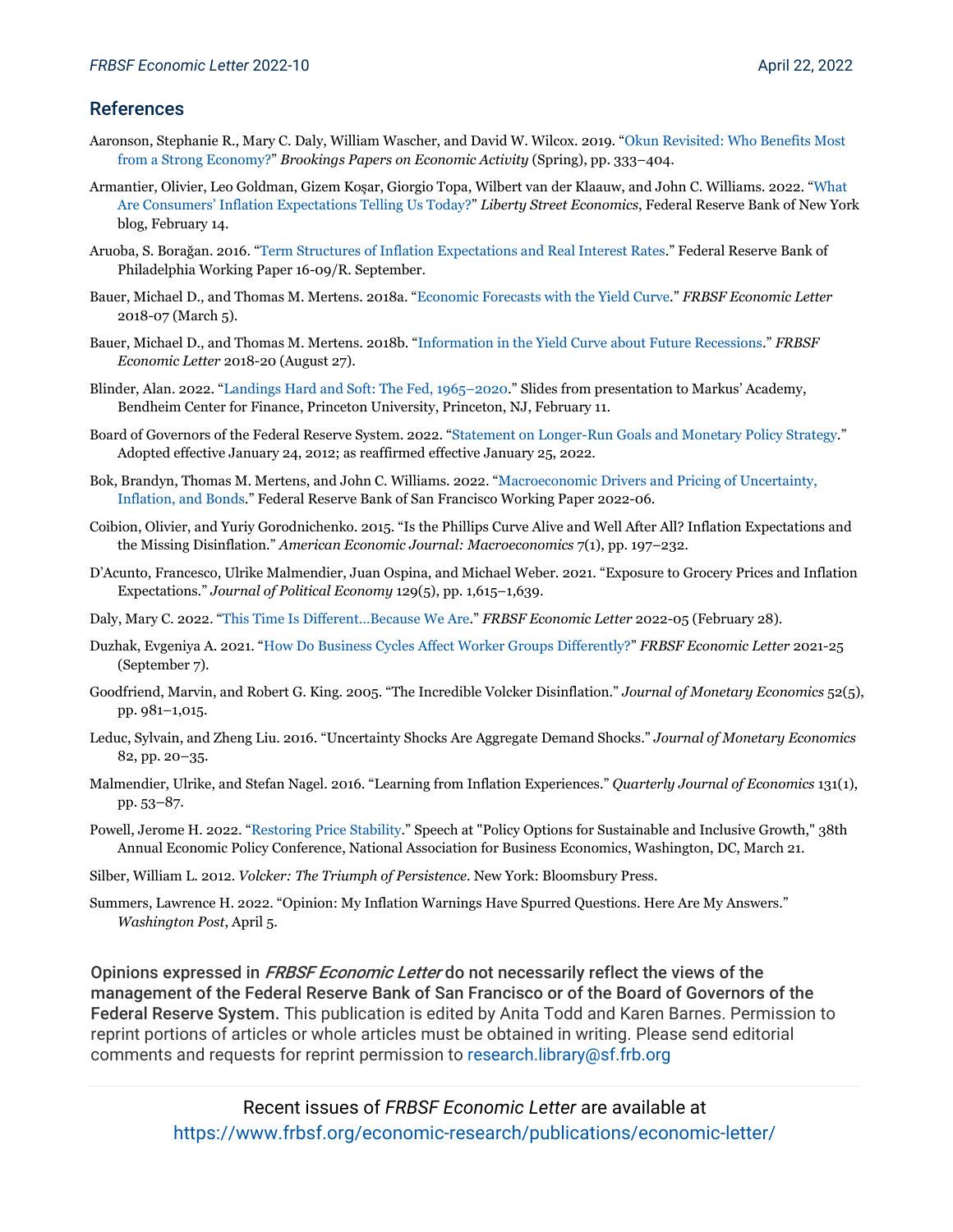## References

Aaronson, Stephanie R., Mary C. Daly, William Wascher, and David W. Wilcox. 2019. "Okun Revisited: Who Benefits Most from a Strong Economy?" *Brookings Papers on Economic Activity* (Spring), pp. 333–404.

Armantier, Olivier, Leo Goldman, Gizem Koşar, Giorgio Topa, Wilbert van der Klaauw, and John C. Williams. 2022. "What Are Consumers' Inflation Expectations Telling Us Today?" *Liberty Street Economics*, Federal Reserve Bank of New York blog, February 14.

Aruoba, S. Borağan. 2016. "Term Structures of Inflation Expectations and Real Interest Rates." Federal Reserve Bank of Philadelphia Working Paper 16-09/R. September.

Bauer, Michael D., and Thomas M. Mertens. 2018a. "Economic Forecasts with the Yield Curve." *FRBSF Economic Letter* 2018-07 (March 5).

Bauer, Michael D., and Thomas M. Mertens. 2018b. "Information in the Yield Curve about Future Recessions." *FRBSF Economic Letter* 2018-20 (August 27).

Blinder, Alan. 2022. "Landings Hard and Soft: The Fed, 1965–2020." Slides from presentation to Markus' Academy, Bendheim Center for Finance, Princeton University, Princeton, NJ, February 11.

Board of Governors of the Federal Reserve System. 2022. "Statement on Longer-Run Goals and Monetary Policy Strategy." Adopted effective January 24, 2012; as reaffirmed effective January 25, 2022.

Bok, Brandyn, Thomas M. Mertens, and John C. Williams. 2022. "Macroeconomic Drivers and Pricing of Uncertainty, Inflation, and Bonds." Federal Reserve Bank of San Francisco Working Paper 2022-06.

Coibion, Olivier, and Yuriy Gorodnichenko. 2015. "Is the Phillips Curve Alive and Well After All? Inflation Expectations and the Missing Disinflation." *American Economic Journal: Macroeconomics* 7(1), pp. 197–232.

D'Acunto, Francesco, Ulrike Malmendier, Juan Ospina, and Michael Weber. 2021. "Exposure to Grocery Prices and Inflation Expectations." *Journal of Political Economy* 129(5), pp. 1,615–1,639.

Daly, Mary C. 2022. "This Time Is Different…Because We Are." *FRBSF Economic Letter* 2022-05 (February 28).

Duzhak, Evgeniya A. 2021. "How Do Business Cycles Affect Worker Groups Differently?" *FRBSF Economic Letter* 2021-25 (September 7).

Goodfriend, Marvin, and Robert G. King. 2005. "The Incredible Volcker Disinflation." *Journal of Monetary Economics* 52(5), pp. 981–1,015.

Leduc, Sylvain, and Zheng Liu. 2016. "Uncertainty Shocks Are Aggregate Demand Shocks." *Journal of Monetary Economics* 82, pp. 20–35.

Malmendier, Ulrike, and Stefan Nagel. 2016. "Learning from Inflation Experiences." *Quarterly Journal of Economics* 131(1), pp. 53–87.

Powell, Jerome H. 2022. "Restoring Price Stability." Speech at "Policy Options for Sustainable and Inclusive Growth," 38th Annual Economic Policy Conference, National Association for Business Economics, Washington, DC, March 21.

Silber, William L. 2012. *Volcker: The Triumph of Persistence*. New York: Bloomsbury Press.

Summers, Lawrence H. 2022. "Opinion: My Inflation Warnings Have Spurred Questions. Here Are My Answers." *Washington Post*, April 5.

**Opinions expressed in *FRBSF Economic Letter* do not necessarily reflect the views of the management of the Federal Reserve Bank of San Francisco or of the Board of Governors of the Federal Reserve System.** This publication is edited by Anita Todd and Karen Barnes. Permission to reprint portions of articles or whole articles must be obtained in writing. Please send editorial comments and requests for reprint permission to research.library@sf.frb.org

Recent issues of *FRBSF Economic Letter* are available at
https://www.frbsf.org/economic-research/publications/economic-letter/